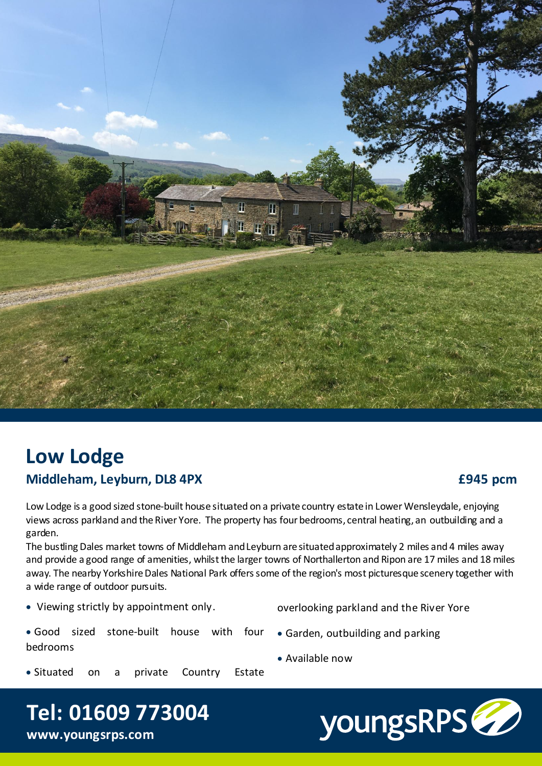# Low Lodge

## Middleham, Leyburn, DL8 4PX

**£945 pcm**

Low Lodge is a good sized stone-built house situated on a private country estate in Lower Wensleydale, enjoying views across parkland and the River Yore. The property has four bedrooms, central heating, an outbuilding and a garden.

The bustling Dales market towns of Middleham and Leyburn are situated approximately 2 miles and 4 miles away and provide a good range of amenities, whilst the larger towns of Northallerton and Ripon are 17 miles and 18 miles away. The nearby Yorkshire Dales National Park offers some of the region's most picturesque scenery together with a wide range of outdoor pursuits.

- Viewing strictly by appointment only.
- Good sized stone-built house with four bedrooms
- Situated on a private Country Estate overlooking parkland and the River Yore
- Garden, outbuilding and parking
- Available now

**Tel: 01609 773004**

**www.youngsrps.com**

youngsRPS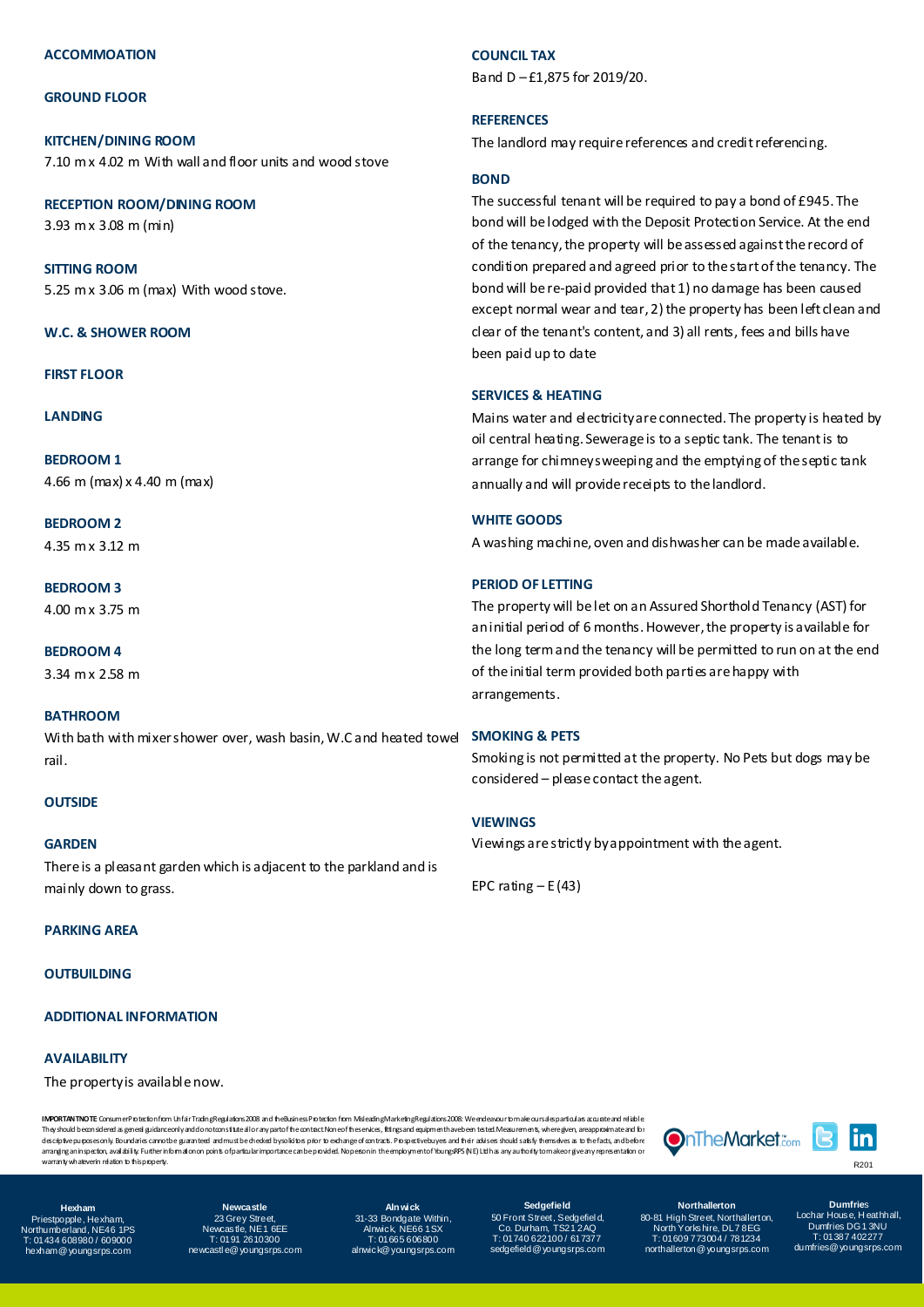## ACCOMMOATION

### GROUND FLOOR

**KITCHEN/DINING ROOM**
7.10 m x 4.02 m With wall and floor units and wood stove

**RECEPTION ROOM/DINING ROOM**
3.93 m x 3.08 m (min)

**SITTING ROOM**
5.25 m x 3.06 m (max) With wood stove.

**W.C. & SHOWER ROOM**

### FIRST FLOOR

**LANDING**

**BEDROOM 1**
4.66 m (max) x 4.40 m (max)

**BEDROOM 2**
4.35 m x 3.12 m

**BEDROOM 3**
4.00 m x 3.75 m

**BEDROOM 4**
3.34 m x 2.58 m

**BATHROOM**
With bath with mixer shower over, wash basin, W.C and heated towel rail.

### OUTSIDE

**GARDEN**
There is a pleasant garden which is adjacent to the parkland and is mainly down to grass.

**PARKING AREA**

**OUTBUILDING**

### ADDITIONAL INFORMATION

**AVAILABILITY**
The property is available now.

**COUNCIL TAX**
Band D – £1,875 for 2019/20.

**REFERENCES**
The landlord may require references and credit referencing.

**BOND**
The successful tenant will be required to pay a bond of £945. The bond will be lodged with the Deposit Protection Service. At the end of the tenancy, the property will be assessed against the record of condition prepared and agreed prior to the start of the tenancy. The bond will be re-paid provided that 1) no damage has been caused except normal wear and tear, 2) the property has been left clean and clear of the tenant's content, and 3) all rents, fees and bills have been paid up to date

**SERVICES & HEATING**
Mains water and electricity are connected. The property is heated by oil central heating. Sewerage is to a septic tank. The tenant is to arrange for chimney sweeping and the emptying of the septic tank annually and will provide receipts to the landlord.

**WHITE GOODS**
A washing machine, oven and dishwasher can be made available.

**PERIOD OF LETTING**
The property will be let on an Assured Shorthold Tenancy (AST) for an initial period of 6 months. However, the property is available for the long term and the tenancy will be permitted to run on at the end of the initial term provided both parties are happy with arrangements.

**SMOKING & PETS**
Smoking is not permitted at the property. No Pets but dogs may be considered – please contact the agent.

**VIEWINGS**
Viewings are strictly by appointment with the agent.

EPC rating – E (43)

**IMPORTANT NOTE** Consumer Protection from Unfair Trading Regulations 2008 and the Business Protection from Misleading Marketing Regulations 2008: We endeavour to make our sales particulars accurate and reliable. They should be considered as general guidance only and do not constitute all or any part of the contract. None of the services, fittings and equipment have been tested. Measurements, where given, are approximate and for descriptive purposes only. Boundaries cannot be guaranteed and must be checked by solicitors prior to exchange of contracts. Prospective buyers and their advisers should satisfy themselves as to the facts, and before arranging an inspection, availability. Further information on points of particular importance can be provided. No person in the employment of YoungsRPS (NE) Ltd has any authority to make or give any representation or warranty whatever in relation to this property.

R201

**Hexham**
Priestpopple, Hexham, Northumberland, NE46 1PS
T: 01434 608980 / 609000
hexham@youngsrps.com

**Newcastle**
23 Grey Street, Newcastle, NE1 6EE
T: 0191 2610300
newcastle@youngsrps.com

**Alnwick**
31-33 Bondgate Within, Alnwick, NE66 1SX
T: 01665 606800
alnwick@youngsrps.com

**Sedgefield**
50 Front Street, Sedgefield, Co. Durham, TS21 2AQ
T: 01740 622100 / 617377
sedgefield@youngsrps.com

**Northallerton**
80-81 High Street, Northallerton, North Yorkshire, DL7 8EG
T: 01609 773004 / 781234
northallerton@youngsrps.com

**Dumfries**
Lochar House, Heathhall, Dumfries DG1 3NU
T: 01387 402277
dumfries@youngsrps.com